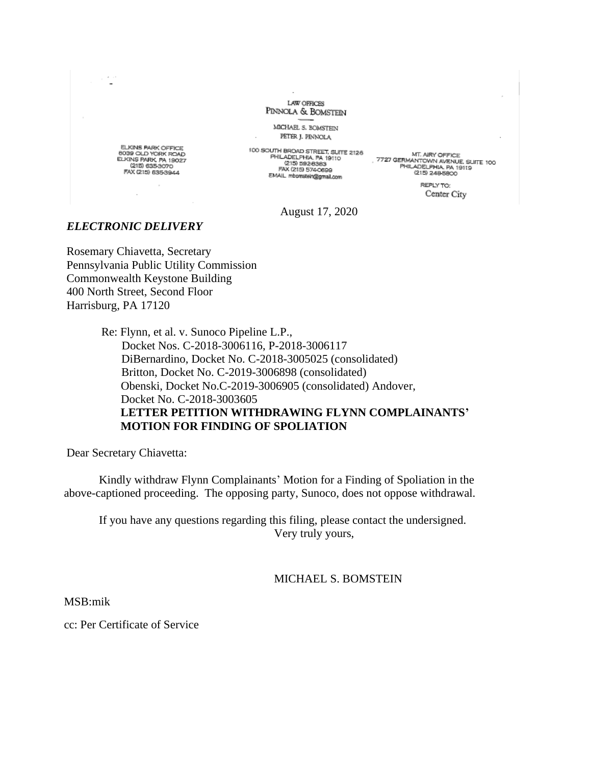LAW OFFICES
PINNOLA & BOMSTEIN

MICHAEL S. BOMSTEIN
PETER J. PINNOLA

ELKINS PARK OFFICE
8039 OLD YORK ROAD
ELKINS PARK, PA 19027
(215) 635-3070
FAX (215) 635-3944

100 SOUTH BROAD STREET, SUITE 2126
PHILADELPHIA, PA 19110
(215) 592-8383
FAX (215) 574-0699
EMAIL mbomstein@gmail.com

MT. AIRY OFFICE
7727 GERMANTOWN AVENUE, SUITE 100
PHILADELPHIA, PA 19119
(215) 248-5800

REPLY TO:
Center City

August 17, 2020

***ELECTRONIC DELIVERY***

Rosemary Chiavetta, Secretary
Pennsylvania Public Utility Commission
Commonwealth Keystone Building
400 North Street, Second Floor
Harrisburg, PA 17120

Re: Flynn, et al. v. Sunoco Pipeline L.P.,
Docket Nos. C-2018-3006116, P-2018-3006117
DiBernardino, Docket No. C-2018-3005025 (consolidated)
Britton, Docket No. C-2019-3006898 (consolidated)
Obenski, Docket No.C-2019-3006905 (consolidated) Andover,
Docket No. C-2018-3003605
**LETTER PETITION WITHDRAWING FLYNN COMPLAINANTS' MOTION FOR FINDING OF SPOLIATION**

Dear Secretary Chiavetta:

Kindly withdraw Flynn Complainants' Motion for a Finding of Spoliation in the above-captioned proceeding. The opposing party, Sunoco, does not oppose withdrawal.

If you have any questions regarding this filing, please contact the undersigned.

Very truly yours,

MICHAEL S. BOMSTEIN

MSB:mik

cc: Per Certificate of Service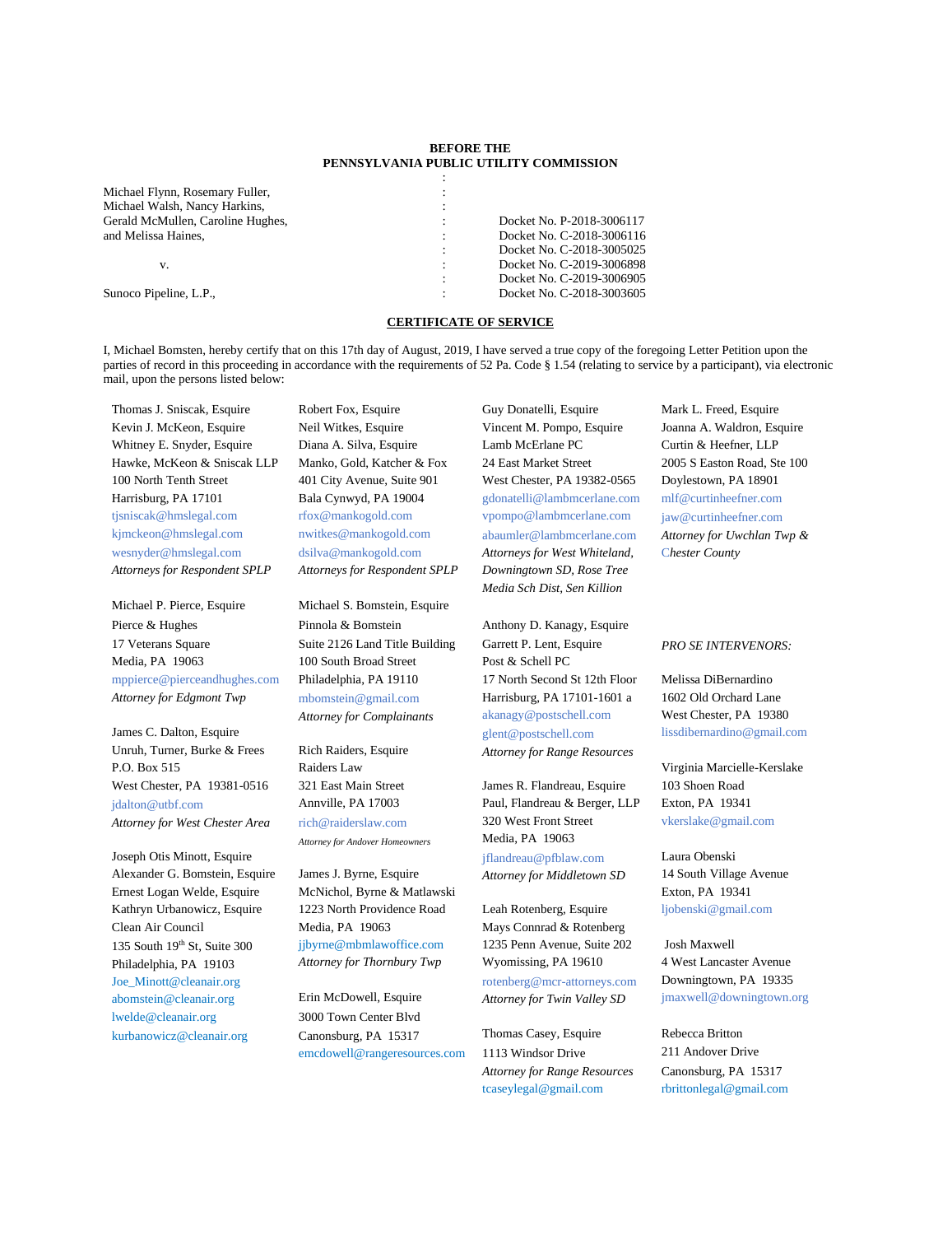**BEFORE THE**
**PENNSYLVANIA PUBLIC UTILITY COMMISSION**

| | | |
|---|---|---|
| Michael Flynn, Rosemary Fuller, | : | |
| Michael Walsh, Nancy Harkins, | : | |
| Gerald McMullen, Caroline Hughes, | : | Docket No. P-2018-3006117 |
| and Melissa Haines, | : | Docket No. C-2018-3006116 |
| | : | Docket No. C-2018-3005025 |
| v. | : | Docket No. C-2019-3006898 |
| | : | Docket No. C-2019-3006905 |
| Sunoco Pipeline, L.P., | : | Docket No. C-2018-3003605 |

**CERTIFICATE OF SERVICE**

I, Michael Bomsten, hereby certify that on this 17th day of August, 2019, I have served a true copy of the foregoing Letter Petition upon the parties of record in this proceeding in accordance with the requirements of 52 Pa. Code § 1.54 (relating to service by a participant), via electronic mail, upon the persons listed below:

Thomas J. Sniscak, Esquire
Kevin J. McKeon, Esquire
Whitney E. Snyder, Esquire
Hawke, McKeon & Sniscak LLP
100 North Tenth Street
Harrisburg, PA 17101
tjsniscak@hmslegal.com
kjmckeon@hmslegal.com
wesnyder@hmslegal.com
*Attorneys for Respondent SPLP*

Michael P. Pierce, Esquire
Pierce & Hughes
17 Veterans Square
Media, PA 19063
mppierce@pierceandhughes.com
*Attorney for Edgmont Twp*

James C. Dalton, Esquire
Unruh, Turner, Burke & Frees
P.O. Box 515
West Chester, PA 19381-0516
jdalton@utbf.com
*Attorney for West Chester Area*

Joseph Otis Minott, Esquire
Alexander G. Bomstein, Esquire
Ernest Logan Welde, Esquire
Kathryn Urbanowicz, Esquire
Clean Air Council
135 South 19th St, Suite 300
Philadelphia, PA 19103
Joe_Minott@cleanair.org
abomstein@cleanair.org
lwelde@cleanair.org
kurbanowicz@cleanair.org

Robert Fox, Esquire
Neil Witkes, Esquire
Diana A. Silva, Esquire
Manko, Gold, Katcher & Fox
401 City Avenue, Suite 901
Bala Cynwyd, PA 19004
rfox@mankogold.com
nwitkes@mankogold.com
dsilva@mankogold.com
*Attorneys for Respondent SPLP*

Michael S. Bomstein, Esquire
Pinnola & Bomstein
Suite 2126 Land Title Building
100 South Broad Street
Philadelphia, PA 19110
mbomstein@gmail.com
*Attorney for Complainants*

Rich Raiders, Esquire
Raiders Law
321 East Main Street
Annville, PA 17003
rich@raiderslaw.com
*Attorney for Andover Homeowners*

James J. Byrne, Esquire
McNichol, Byrne & Matlawski
1223 North Providence Road
Media, PA 19063
jjbyrne@mbmlawoffice.com
*Attorney for Thornbury Twp*

Erin McDowell, Esquire
3000 Town Center Blvd
Canonsburg, PA 15317
emcdowell@rangeresources.com

Guy Donatelli, Esquire
Vincent M. Pompo, Esquire
Lamb McErlane PC
24 East Market Street
West Chester, PA 19382-0565
gdonatelli@lambmcerlane.com
vpompo@lambmcerlane.com
abaumler@lambmcerlane.com
*Attorneys for West Whiteland, Downingtown SD, Rose Tree Media Sch Dist, Sen Killion*

Anthony D. Kanagy, Esquire
Garrett P. Lent, Esquire
Post & Schell PC
17 North Second St 12th Floor
Harrisburg, PA 17101-1601 a
akanagy@postschell.com
glent@postschell.com
*Attorney for Range Resources*

James R. Flandreau, Esquire
Paul, Flandreau & Berger, LLP
320 West Front Street
Media, PA 19063
jflandreau@pfblaw.com
*Attorney for Middletown SD*

Leah Rotenberg, Esquire
Mays Connrad & Rotenberg
1235 Penn Avenue, Suite 202
Wyomissing, PA 19610
rotenberg@mcr-attorneys.com
*Attorney for Twin Valley SD*

Thomas Casey, Esquire
1113 Windsor Drive
*Attorney for Range Resources*
tcaseylegal@gmail.com

Mark L. Freed, Esquire
Joanna A. Waldron, Esquire
Curtin & Heefner, LLP
2005 S Easton Road, Ste 100
Doylestown, PA 18901
mlf@curtinheefner.com
jaw@curtinheefner.com
*Attorney for Uwchlan Twp & Chester County*

*PRO SE INTERVENORS:*

Melissa DiBernardino
1602 Old Orchard Lane
West Chester, PA 19380
lissdibernardino@gmail.com

Virginia Marcielle-Kerslake
103 Shoen Road
Exton, PA 19341
vkerslake@gmail.com

Laura Obenski
14 South Village Avenue
Exton, PA 19341
ljobenski@gmail.com

Josh Maxwell
4 West Lancaster Avenue
Downingtown, PA 19335
jmaxwell@downingtown.org

Rebecca Britton
211 Andover Drive
Canonsburg, PA 15317
rbrittonlegal@gmail.com